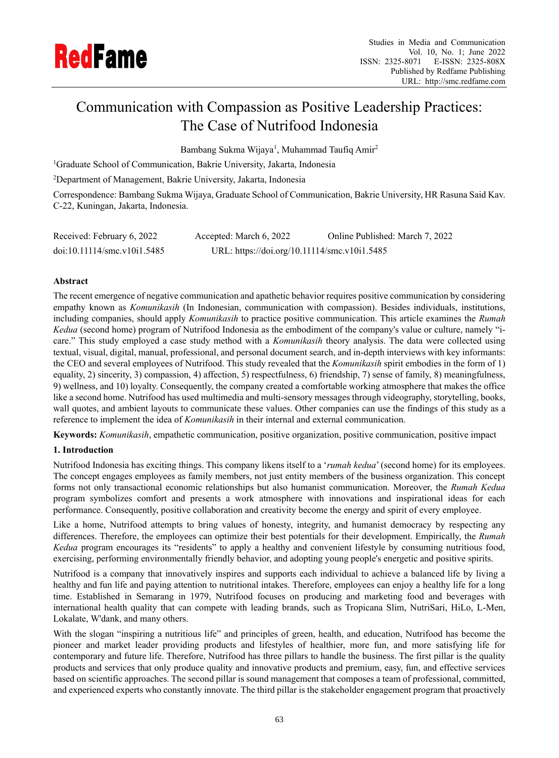# Communication with Compassion as Positive Leadership Practices: The Case of Nutrifood Indonesia

Bambang Sukma Wijaya[1], Muhammad Taufiq Amir[2]

[1]Graduate School of Communication, Bakrie University, Jakarta, Indonesia

[2]Department of Management, Bakrie University, Jakarta, Indonesia

Correspondence: Bambang Sukma Wijaya, Graduate School of Communication, Bakrie University, HR Rasuna Said Kav. C-22, Kuningan, Jakarta, Indonesia.

Received: February 6, 2022 Accepted: March 6, 2022 Online Published: March 7, 2022

doi:10.11114/smc.v10i1.5485 URL: https://doi.org/10.11114/smc.v10i1.5485

**Abstract**

The recent emergence of negative communication and apathetic behavior requires positive communication by considering empathy known as *Komunikasih* (In Indonesian, communication with compassion). Besides individuals, institutions, including companies, should apply *Komunikasih* to practice positive communication. This article examines the *Rumah Kedua* (second home) program of Nutrifood Indonesia as the embodiment of the company's value or culture, namely "i-care." This study employed a case study method with a *Komunikasih* theory analysis. The data were collected using textual, visual, digital, manual, professional, and personal document search, and in-depth interviews with key informants: the CEO and several employees of Nutrifood. This study revealed that the *Komunikasih* spirit embodies in the form of 1) equality, 2) sincerity, 3) compassion, 4) affection, 5) respectfulness, 6) friendship, 7) sense of family, 8) meaningfulness, 9) wellness, and 10) loyalty. Consequently, the company created a comfortable working atmosphere that makes the office like a second home. Nutrifood has used multimedia and multi-sensory messages through videography, storytelling, books, wall quotes, and ambient layouts to communicate these values. Other companies can use the findings of this study as a reference to implement the idea of *Komunikasih* in their internal and external communication.

**Keywords:** *Komunikasih*, empathetic communication, positive organization, positive communication, positive impact

## 1. Introduction

Nutrifood Indonesia has exciting things. This company likens itself to a '*rumah kedua*' (second home) for its employees. The concept engages employees as family members, not just entity members of the business organization. This concept forms not only transactional economic relationships but also humanist communication. Moreover, the *Rumah Kedua* program symbolizes comfort and presents a work atmosphere with innovations and inspirational ideas for each performance. Consequently, positive collaboration and creativity become the energy and spirit of every employee.

Like a home, Nutrifood attempts to bring values of honesty, integrity, and humanist democracy by respecting any differences. Therefore, the employees can optimize their best potentials for their development. Empirically, the *Rumah Kedua* program encourages its "residents" to apply a healthy and convenient lifestyle by consuming nutritious food, exercising, performing environmentally friendly behavior, and adopting young people's energetic and positive spirits.

Nutrifood is a company that innovatively inspires and supports each individual to achieve a balanced life by living a healthy and fun life and paying attention to nutritional intakes. Therefore, employees can enjoy a healthy life for a long time. Established in Semarang in 1979, Nutrifood focuses on producing and marketing food and beverages with international health quality that can compete with leading brands, such as Tropicana Slim, NutriSari, HiLo, L-Men, Lokalate, W'dank, and many others.

With the slogan "inspiring a nutritious life" and principles of green, health, and education, Nutrifood has become the pioneer and market leader providing products and lifestyles of healthier, more fun, and more satisfying life for contemporary and future life. Therefore, Nutrifood has three pillars to handle the business. The first pillar is the quality products and services that only produce quality and innovative products and premium, easy, fun, and effective services based on scientific approaches. The second pillar is sound management that composes a team of professional, committed, and experienced experts who constantly innovate. The third pillar is the stakeholder engagement program that proactively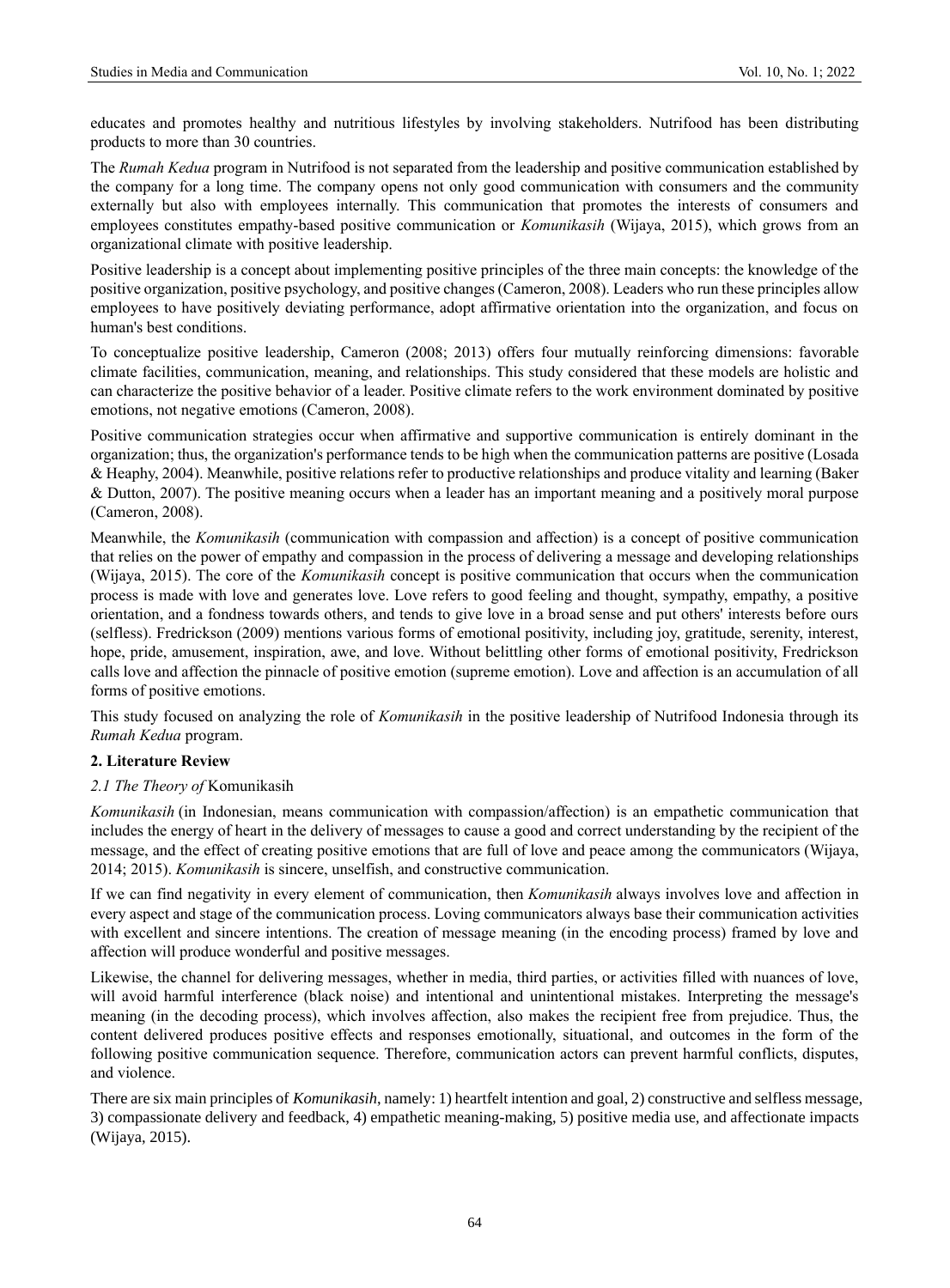educates and promotes healthy and nutritious lifestyles by involving stakeholders. Nutrifood has been distributing products to more than 30 countries.

The *Rumah Kedua* program in Nutrifood is not separated from the leadership and positive communication established by the company for a long time. The company opens not only good communication with consumers and the community externally but also with employees internally. This communication that promotes the interests of consumers and employees constitutes empathy-based positive communication or *Komunikasih* (Wijaya, 2015), which grows from an organizational climate with positive leadership.

Positive leadership is a concept about implementing positive principles of the three main concepts: the knowledge of the positive organization, positive psychology, and positive changes (Cameron, 2008). Leaders who run these principles allow employees to have positively deviating performance, adopt affirmative orientation into the organization, and focus on human's best conditions.

To conceptualize positive leadership, Cameron (2008; 2013) offers four mutually reinforcing dimensions: favorable climate facilities, communication, meaning, and relationships. This study considered that these models are holistic and can characterize the positive behavior of a leader. Positive climate refers to the work environment dominated by positive emotions, not negative emotions (Cameron, 2008).

Positive communication strategies occur when affirmative and supportive communication is entirely dominant in the organization; thus, the organization's performance tends to be high when the communication patterns are positive (Losada & Heaphy, 2004). Meanwhile, positive relations refer to productive relationships and produce vitality and learning (Baker & Dutton, 2007). The positive meaning occurs when a leader has an important meaning and a positively moral purpose (Cameron, 2008).

Meanwhile, the *Komunikasih* (communication with compassion and affection) is a concept of positive communication that relies on the power of empathy and compassion in the process of delivering a message and developing relationships (Wijaya, 2015). The core of the *Komunikasih* concept is positive communication that occurs when the communication process is made with love and generates love. Love refers to good feeling and thought, sympathy, empathy, a positive orientation, and a fondness towards others, and tends to give love in a broad sense and put others' interests before ours (selfless). Fredrickson (2009) mentions various forms of emotional positivity, including joy, gratitude, serenity, interest, hope, pride, amusement, inspiration, awe, and love. Without belittling other forms of emotional positivity, Fredrickson calls love and affection the pinnacle of positive emotion (supreme emotion). Love and affection is an accumulation of all forms of positive emotions.

This study focused on analyzing the role of *Komunikasih* in the positive leadership of Nutrifood Indonesia through its *Rumah Kedua* program.

## 2. Literature Review

### *2.1 The Theory of* Komunikasih

*Komunikasih* (in Indonesian, means communication with compassion/affection) is an empathetic communication that includes the energy of heart in the delivery of messages to cause a good and correct understanding by the recipient of the message, and the effect of creating positive emotions that are full of love and peace among the communicators (Wijaya, 2014; 2015). *Komunikasih* is sincere, unselfish, and constructive communication.

If we can find negativity in every element of communication, then *Komunikasih* always involves love and affection in every aspect and stage of the communication process. Loving communicators always base their communication activities with excellent and sincere intentions. The creation of message meaning (in the encoding process) framed by love and affection will produce wonderful and positive messages.

Likewise, the channel for delivering messages, whether in media, third parties, or activities filled with nuances of love, will avoid harmful interference (black noise) and intentional and unintentional mistakes. Interpreting the message's meaning (in the decoding process), which involves affection, also makes the recipient free from prejudice. Thus, the content delivered produces positive effects and responses emotionally, situational, and outcomes in the form of the following positive communication sequence. Therefore, communication actors can prevent harmful conflicts, disputes, and violence.

There are six main principles of *Komunikasih,* namely: 1) heartfelt intention and goal, 2) constructive and selfless message, 3) compassionate delivery and feedback, 4) empathetic meaning-making, 5) positive media use, and affectionate impacts (Wijaya, 2015).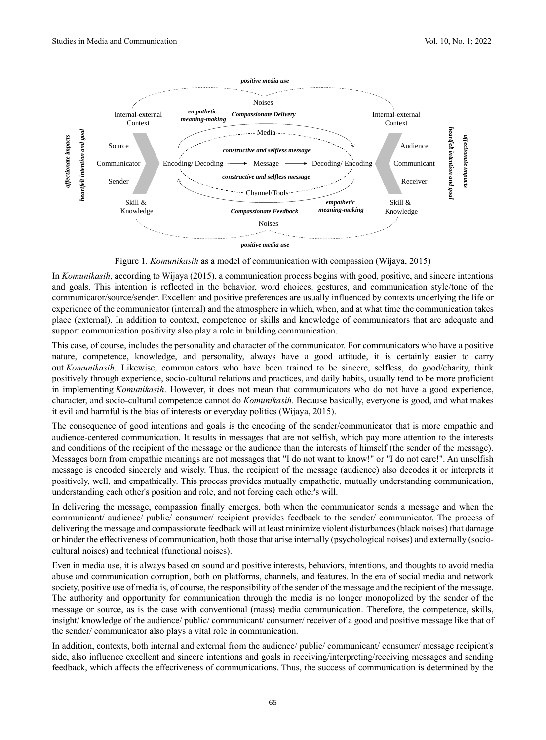Figure 1. *Komunikasih* as a model of communication with compassion (Wijaya, 2015)

In *Komunikasih*, according to Wijaya (2015), a communication process begins with good, positive, and sincere intentions and goals. This intention is reflected in the behavior, word choices, gestures, and communication style/tone of the communicator/source/sender. Excellent and positive preferences are usually influenced by contexts underlying the life or experience of the communicator (internal) and the atmosphere in which, when, and at what time the communication takes place (external). In addition to context, competence or skills and knowledge of communicators that are adequate and support communication positivity also play a role in building communication.

This case, of course, includes the personality and character of the communicator. For communicators who have a positive nature, competence, knowledge, and personality, always have a good attitude, it is certainly easier to carry out *Komunikasih*. Likewise, communicators who have been trained to be sincere, selfless, do good/charity, think positively through experience, socio-cultural relations and practices, and daily habits, usually tend to be more proficient in implementing *Komunikasih*. However, it does not mean that communicators who do not have a good experience, character, and socio-cultural competence cannot do *Komunikasih*. Because basically, everyone is good, and what makes it evil and harmful is the bias of interests or everyday politics (Wijaya, 2015).

The consequence of good intentions and goals is the encoding of the sender/communicator that is more empathic and audience-centered communication. It results in messages that are not selfish, which pay more attention to the interests and conditions of the recipient of the message or the audience than the interests of himself (the sender of the message). Messages born from empathic meanings are not messages that "I do not want to know!" or "I do not care!". An unselfish message is encoded sincerely and wisely. Thus, the recipient of the message (audience) also decodes it or interprets it positively, well, and empathically. This process provides mutually empathetic, mutually understanding communication, understanding each other's position and role, and not forcing each other's will.

In delivering the message, compassion finally emerges, both when the communicator sends a message and when the communicant/ audience/ public/ consumer/ recipient provides feedback to the sender/ communicator. The process of delivering the message and compassionate feedback will at least minimize violent disturbances (black noises) that damage or hinder the effectiveness of communication, both those that arise internally (psychological noises) and externally (socio-cultural noises) and technical (functional noises).

Even in media use, it is always based on sound and positive interests, behaviors, intentions, and thoughts to avoid media abuse and communication corruption, both on platforms, channels, and features. In the era of social media and network society, positive use of media is, of course, the responsibility of the sender of the message and the recipient of the message. The authority and opportunity for communication through the media is no longer monopolized by the sender of the message or source, as is the case with conventional (mass) media communication. Therefore, the competence, skills, insight/ knowledge of the audience/ public/ communicant/ consumer/ receiver of a good and positive message like that of the sender/ communicator also plays a vital role in communication.

In addition, contexts, both internal and external from the audience/ public/ communicant/ consumer/ message recipient's side, also influence excellent and sincere intentions and goals in receiving/interpreting/receiving messages and sending feedback, which affects the effectiveness of communications. Thus, the success of communication is determined by the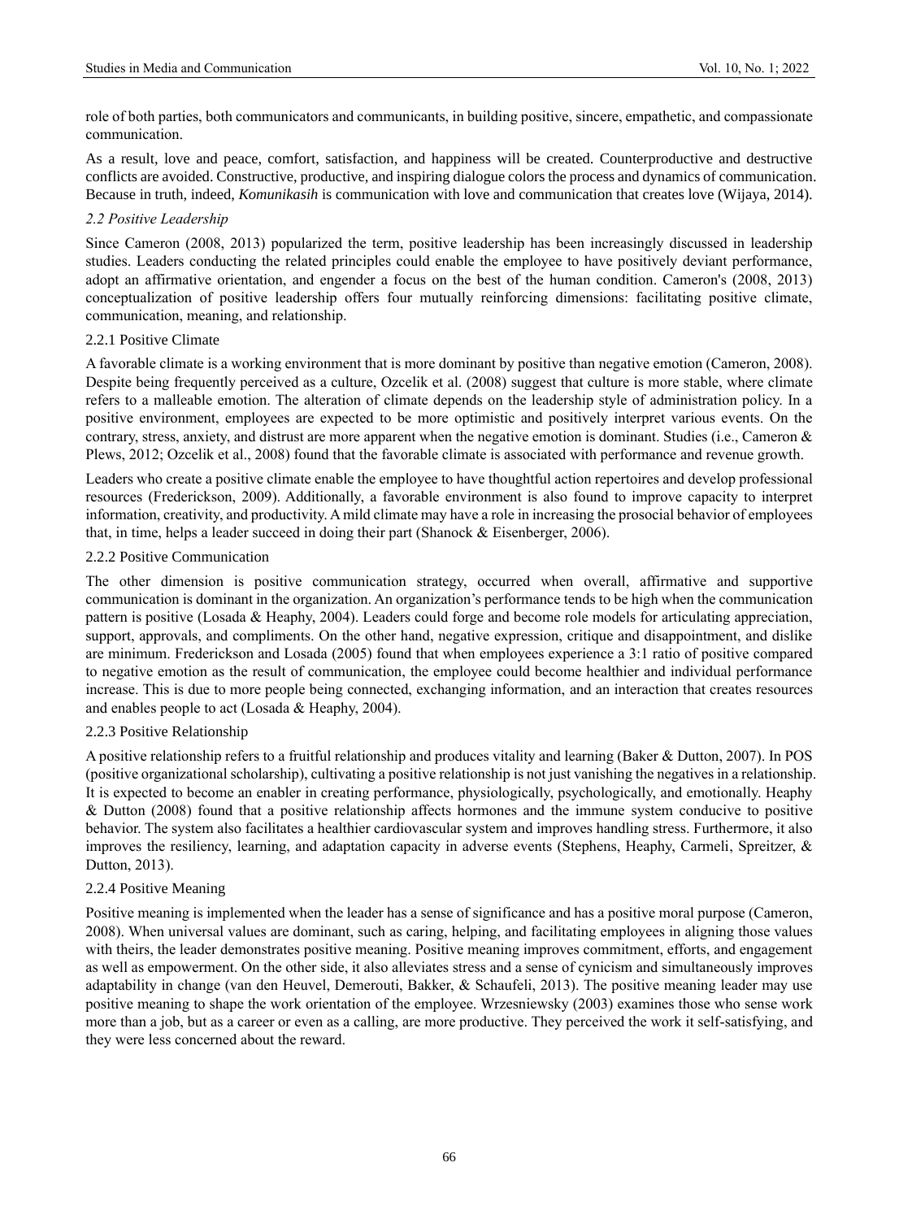role of both parties, both communicators and communicants, in building positive, sincere, empathetic, and compassionate communication.

As a result, love and peace, comfort, satisfaction, and happiness will be created. Counterproductive and destructive conflicts are avoided. Constructive, productive, and inspiring dialogue colors the process and dynamics of communication. Because in truth, indeed, *Komunikasih* is communication with love and communication that creates love (Wijaya, 2014).

### *2.2 Positive Leadership*

Since Cameron (2008, 2013) popularized the term, positive leadership has been increasingly discussed in leadership studies. Leaders conducting the related principles could enable the employee to have positively deviant performance, adopt an affirmative orientation, and engender a focus on the best of the human condition. Cameron's (2008, 2013) conceptualization of positive leadership offers four mutually reinforcing dimensions: facilitating positive climate, communication, meaning, and relationship.

#### 2.2.1 Positive Climate

A favorable climate is a working environment that is more dominant by positive than negative emotion (Cameron, 2008). Despite being frequently perceived as a culture, Ozcelik et al. (2008) suggest that culture is more stable, where climate refers to a malleable emotion. The alteration of climate depends on the leadership style of administration policy. In a positive environment, employees are expected to be more optimistic and positively interpret various events. On the contrary, stress, anxiety, and distrust are more apparent when the negative emotion is dominant. Studies (i.e., Cameron & Plews, 2012; Ozcelik et al., 2008) found that the favorable climate is associated with performance and revenue growth.

Leaders who create a positive climate enable the employee to have thoughtful action repertoires and develop professional resources (Frederickson, 2009). Additionally, a favorable environment is also found to improve capacity to interpret information, creativity, and productivity. A mild climate may have a role in increasing the prosocial behavior of employees that, in time, helps a leader succeed in doing their part (Shanock & Eisenberger, 2006).

#### 2.2.2 Positive Communication

The other dimension is positive communication strategy, occurred when overall, affirmative and supportive communication is dominant in the organization. An organization's performance tends to be high when the communication pattern is positive (Losada & Heaphy, 2004). Leaders could forge and become role models for articulating appreciation, support, approvals, and compliments. On the other hand, negative expression, critique and disappointment, and dislike are minimum. Frederickson and Losada (2005) found that when employees experience a 3:1 ratio of positive compared to negative emotion as the result of communication, the employee could become healthier and individual performance increase. This is due to more people being connected, exchanging information, and an interaction that creates resources and enables people to act (Losada & Heaphy, 2004).

#### 2.2.3 Positive Relationship

A positive relationship refers to a fruitful relationship and produces vitality and learning (Baker & Dutton, 2007). In POS (positive organizational scholarship), cultivating a positive relationship is not just vanishing the negatives in a relationship. It is expected to become an enabler in creating performance, physiologically, psychologically, and emotionally. Heaphy & Dutton (2008) found that a positive relationship affects hormones and the immune system conducive to positive behavior. The system also facilitates a healthier cardiovascular system and improves handling stress. Furthermore, it also improves the resiliency, learning, and adaptation capacity in adverse events (Stephens, Heaphy, Carmeli, Spreitzer, & Dutton, 2013).

#### 2.2.4 Positive Meaning

Positive meaning is implemented when the leader has a sense of significance and has a positive moral purpose (Cameron, 2008). When universal values are dominant, such as caring, helping, and facilitating employees in aligning those values with theirs, the leader demonstrates positive meaning. Positive meaning improves commitment, efforts, and engagement as well as empowerment. On the other side, it also alleviates stress and a sense of cynicism and simultaneously improves adaptability in change (van den Heuvel, Demerouti, Bakker, & Schaufeli, 2013). The positive meaning leader may use positive meaning to shape the work orientation of the employee. Wrzesniewsky (2003) examines those who sense work more than a job, but as a career or even as a calling, are more productive. They perceived the work it self-satisfying, and they were less concerned about the reward.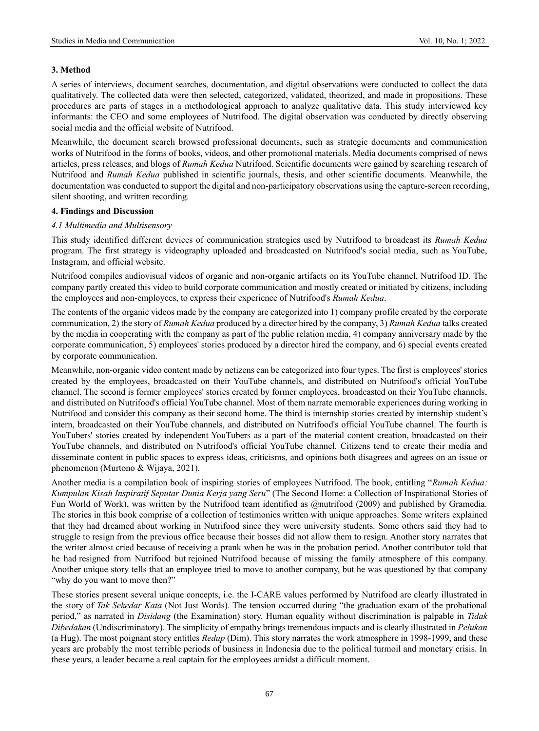## 3. Method

A series of interviews, document searches, documentation, and digital observations were conducted to collect the data qualitatively. The collected data were then selected, categorized, validated, theorized, and made in propositions. These procedures are parts of stages in a methodological approach to analyze qualitative data. This study interviewed key informants: the CEO and some employees of Nutrifood. The digital observation was conducted by directly observing social media and the official website of Nutrifood.

Meanwhile, the document search browsed professional documents, such as strategic documents and communication works of Nutrifood in the forms of books, videos, and other promotional materials. Media documents comprised of news articles, press releases, and blogs of *Rumah Kedua* Nutrifood. Scientific documents were gained by searching research of Nutrifood and *Rumah Kedua* published in scientific journals, thesis, and other scientific documents. Meanwhile, the documentation was conducted to support the digital and non-participatory observations using the capture-screen recording, silent shooting, and written recording.

## 4. Findings and Discussion

### *4.1 Multimedia and Multisensory*

This study identified different devices of communication strategies used by Nutrifood to broadcast its *Rumah Kedua* program. The first strategy is videography uploaded and broadcasted on Nutrifood's social media, such as YouTube, Instagram, and official website.

Nutrifood compiles audiovisual videos of organic and non-organic artifacts on its YouTube channel, Nutrifood ID. The company partly created this video to build corporate communication and mostly created or initiated by citizens, including the employees and non-employees, to express their experience of Nutrifood's *Rumah Kedua*.

The contents of the organic videos made by the company are categorized into 1) company profile created by the corporate communication, 2) the story of *Rumah Kedua* produced by a director hired by the company, 3) *Rumah Kedua* talks created by the media in cooperating with the company as part of the public relation media, 4) company anniversary made by the corporate communication, 5) employees' stories produced by a director hired the company, and 6) special events created by corporate communication.

Meanwhile, non-organic video content made by netizens can be categorized into four types. The first is employees' stories created by the employees, broadcasted on their YouTube channels, and distributed on Nutrifood's official YouTube channel. The second is former employees' stories created by former employees, broadcasted on their YouTube channels, and distributed on Nutrifood's official YouTube channel. Most of them narrate memorable experiences during working in Nutrifood and consider this company as their second home. The third is internship stories created by internship student's intern, broadcasted on their YouTube channels, and distributed on Nutrifood's official YouTube channel. The fourth is YouTubers' stories created by independent YouTubers as a part of the material content creation, broadcasted on their YouTube channels, and distributed on Nutrifood's official YouTube channel. Citizens tend to create their media and disseminate content in public spaces to express ideas, criticisms, and opinions both disagrees and agrees on an issue or phenomenon (Murtono & Wijaya, 2021).

Another media is a compilation book of inspiring stories of employees Nutrifood. The book, entitling "*Rumah Kedua: Kumpulan Kisah Inspiratif Seputar Dunia Kerja yang Seru*" (The Second Home: a Collection of Inspirational Stories of Fun World of Work), was written by the Nutrifood team identified as @nutrifood (2009) and published by Gramedia. The stories in this book comprise of a collection of testimonies written with unique approaches. Some writers explained that they had dreamed about working in Nutrifood since they were university students. Some others said they had to struggle to resign from the previous office because their bosses did not allow them to resign. Another story narrates that the writer almost cried because of receiving a prank when he was in the probation period. Another contributor told that he had resigned from Nutrifood but rejoined Nutrifood because of missing the family atmosphere of this company. Another unique story tells that an employee tried to move to another company, but he was questioned by that company "why do you want to move then?"

These stories present several unique concepts, i.e. the I-CARE values performed by Nutrifood are clearly illustrated in the story of *Tak Sekedar Kata* (Not Just Words). The tension occurred during "the graduation exam of the probational period," as narrated in *Disidang* (the Examination) story. Human equality without discrimination is palpable in *Tidak Dibedakan* (Undiscriminatory). The simplicity of empathy brings tremendous impacts and is clearly illustrated in *Pelukan* (a Hug). The most poignant story entitles *Redup* (Dim). This story narrates the work atmosphere in 1998-1999, and these years are probably the most terrible periods of business in Indonesia due to the political turmoil and monetary crisis. In these years, a leader became a real captain for the employees amidst a difficult moment.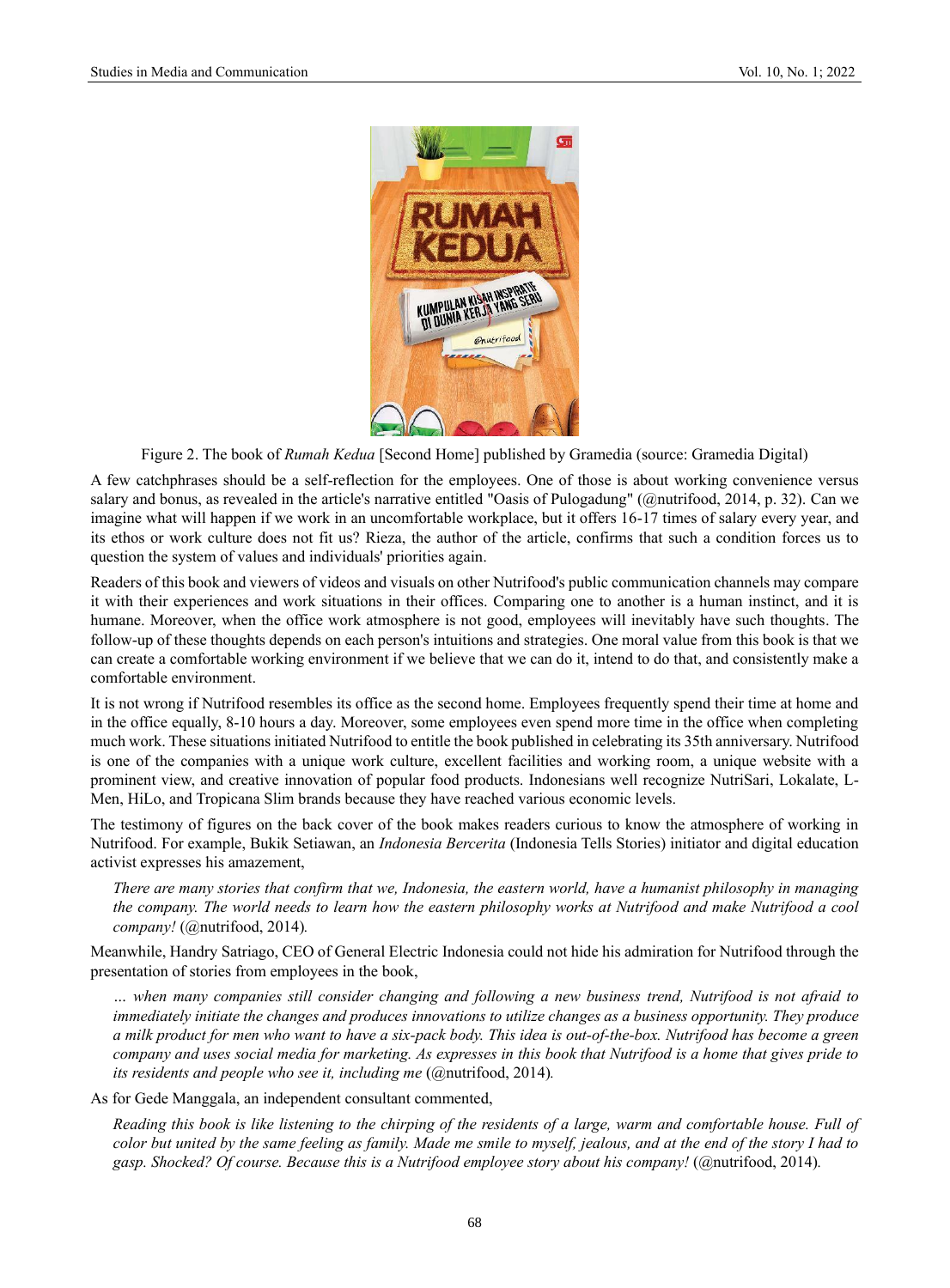Figure 2. The book of *Rumah Kedua* [Second Home] published by Gramedia (source: Gramedia Digital)

A few catchphrases should be a self-reflection for the employees. One of those is about working convenience versus salary and bonus, as revealed in the article's narrative entitled "Oasis of Pulogadung" (@nutrifood, 2014, p. 32). Can we imagine what will happen if we work in an uncomfortable workplace, but it offers 16-17 times of salary every year, and its ethos or work culture does not fit us? Rieza, the author of the article, confirms that such a condition forces us to question the system of values and individuals' priorities again.

Readers of this book and viewers of videos and visuals on other Nutrifood's public communication channels may compare it with their experiences and work situations in their offices. Comparing one to another is a human instinct, and it is humane. Moreover, when the office work atmosphere is not good, employees will inevitably have such thoughts. The follow-up of these thoughts depends on each person's intuitions and strategies. One moral value from this book is that we can create a comfortable working environment if we believe that we can do it, intend to do that, and consistently make a comfortable environment.

It is not wrong if Nutrifood resembles its office as the second home. Employees frequently spend their time at home and in the office equally, 8-10 hours a day. Moreover, some employees even spend more time in the office when completing much work. These situations initiated Nutrifood to entitle the book published in celebrating its 35th anniversary. Nutrifood is one of the companies with a unique work culture, excellent facilities and working room, a unique website with a prominent view, and creative innovation of popular food products. Indonesians well recognize NutriSari, Lokalate, L-Men, HiLo, and Tropicana Slim brands because they have reached various economic levels.

The testimony of figures on the back cover of the book makes readers curious to know the atmosphere of working in Nutrifood. For example, Bukik Setiawan, an *Indonesia Bercerita* (Indonesia Tells Stories) initiator and digital education activist expresses his amazement,

> *There are many stories that confirm that we, Indonesia, the eastern world, have a humanist philosophy in managing the company. The world needs to learn how the eastern philosophy works at Nutrifood and make Nutrifood a cool company!* (@nutrifood, 2014).

Meanwhile, Handry Satriago, CEO of General Electric Indonesia could not hide his admiration for Nutrifood through the presentation of stories from employees in the book,

> *… when many companies still consider changing and following a new business trend, Nutrifood is not afraid to immediately initiate the changes and produces innovations to utilize changes as a business opportunity. They produce a milk product for men who want to have a six-pack body. This idea is out-of-the-box. Nutrifood has become a green company and uses social media for marketing. As expresses in this book that Nutrifood is a home that gives pride to its residents and people who see it, including me* (@nutrifood, 2014).

As for Gede Manggala, an independent consultant commented,

> *Reading this book is like listening to the chirping of the residents of a large, warm and comfortable house. Full of color but united by the same feeling as family. Made me smile to myself, jealous, and at the end of the story I had to gasp. Shocked? Of course. Because this is a Nutrifood employee story about his company!* (@nutrifood, 2014).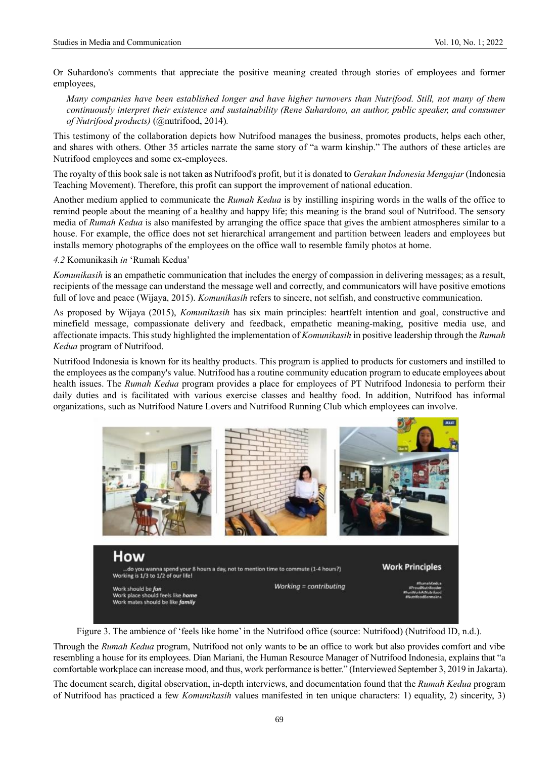Or Suhardono's comments that appreciate the positive meaning created through stories of employees and former employees,

> *Many companies have been established longer and have higher turnovers than Nutrifood. Still, not many of them continuously interpret their existence and sustainability (Rene Suhardono, an author, public speaker, and consumer of Nutrifood products)* (@nutrifood, 2014).

This testimony of the collaboration depicts how Nutrifood manages the business, promotes products, helps each other, and shares with others. Other 35 articles narrate the same story of "a warm kinship." The authors of these articles are Nutrifood employees and some ex-employees.

The royalty of this book sale is not taken as Nutrifood's profit, but it is donated to *Gerakan Indonesia Mengajar* (Indonesia Teaching Movement). Therefore, this profit can support the improvement of national education.

Another medium applied to communicate the *Rumah Kedua* is by instilling inspiring words in the walls of the office to remind people about the meaning of a healthy and happy life; this meaning is the brand soul of Nutrifood. The sensory media of *Rumah Kedua* is also manifested by arranging the office space that gives the ambient atmospheres similar to a house. For example, the office does not set hierarchical arrangement and partition between leaders and employees but installs memory photographs of the employees on the office wall to resemble family photos at home.

### *4.2* Komunikasih *in* 'Rumah Kedua'

*Komunikasih* is an empathetic communication that includes the energy of compassion in delivering messages; as a result, recipients of the message can understand the message well and correctly, and communicators will have positive emotions full of love and peace (Wijaya, 2015). *Komunikasih* refers to sincere, not selfish, and constructive communication.

As proposed by Wijaya (2015), *Komunikasih* has six main principles: heartfelt intention and goal, constructive and minefield message, compassionate delivery and feedback, empathetic meaning-making, positive media use, and affectionate impacts. This study highlighted the implementation of *Komunikasih* in positive leadership through the *Rumah Kedua* program of Nutrifood.

Nutrifood Indonesia is known for its healthy products. This program is applied to products for customers and instilled to the employees as the company's value. Nutrifood has a routine community education program to educate employees about health issues. The *Rumah Kedua* program provides a place for employees of PT Nutrifood Indonesia to perform their daily duties and is facilitated with various exercise classes and healthy food. In addition, Nutrifood has informal organizations, such as Nutrifood Nature Lovers and Nutrifood Running Club which employees can involve.

Figure 3. The ambience of 'feels like home' in the Nutrifood office (source: Nutrifood) (Nutrifood ID, n.d.).

Through the *Rumah Kedua* program, Nutrifood not only wants to be an office to work but also provides comfort and vibe resembling a house for its employees. Dian Mariani, the Human Resource Manager of Nutrifood Indonesia, explains that "a comfortable workplace can increase mood, and thus, work performance is better." (Interviewed September 3, 2019 in Jakarta).

The document search, digital observation, in-depth interviews, and documentation found that the *Rumah Kedua* program of Nutrifood has practiced a few *Komunikasih* values manifested in ten unique characters: 1) equality, 2) sincerity, 3)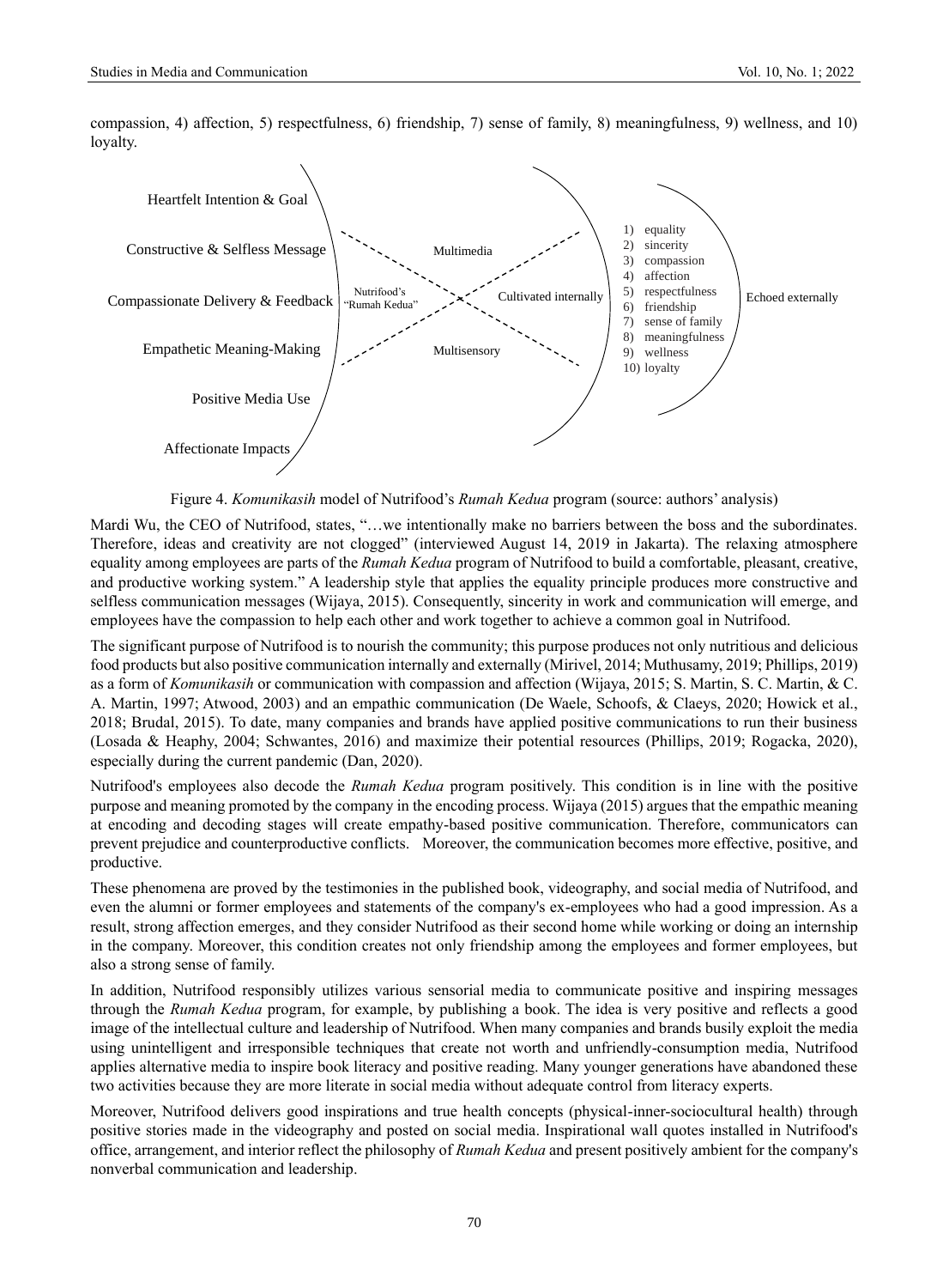compassion, 4) affection, 5) respectfulness, 6) friendship, 7) sense of family, 8) meaningfulness, 9) wellness, and 10) loyalty.

Heartfelt Intention & Goal

Constructive & Selfless Message

Compassionate Delivery & Feedback

Empathetic Meaning-Making

Positive Media Use

Affectionate Impacts

Nutrifood's "Rumah Kedua"

Multimedia

Multisensory

Cultivated internally

1) equality
2) sincerity
3) compassion
4) affection
5) respectfulness
6) friendship
7) sense of family
8) meaningfulness
9) wellness
10) loyalty

Echoed externally

Figure 4. *Komunikasih* model of Nutrifood's *Rumah Kedua* program (source: authors' analysis)

Mardi Wu, the CEO of Nutrifood, states, "…we intentionally make no barriers between the boss and the subordinates. Therefore, ideas and creativity are not clogged" (interviewed August 14, 2019 in Jakarta). The relaxing atmosphere equality among employees are parts of the *Rumah Kedua* program of Nutrifood to build a comfortable, pleasant, creative, and productive working system." A leadership style that applies the equality principle produces more constructive and selfless communication messages (Wijaya, 2015). Consequently, sincerity in work and communication will emerge, and employees have the compassion to help each other and work together to achieve a common goal in Nutrifood.

The significant purpose of Nutrifood is to nourish the community; this purpose produces not only nutritious and delicious food products but also positive communication internally and externally (Mirivel, 2014; Muthusamy, 2019; Phillips, 2019) as a form of *Komunikasih* or communication with compassion and affection (Wijaya, 2015; S. Martin, S. C. Martin, & C. A. Martin, 1997; Atwood, 2003) and an empathic communication (De Waele, Schoofs, & Claeys, 2020; Howick et al., 2018; Brudal, 2015). To date, many companies and brands have applied positive communications to run their business (Losada & Heaphy, 2004; Schwantes, 2016) and maximize their potential resources (Phillips, 2019; Rogacka, 2020), especially during the current pandemic (Dan, 2020).

Nutrifood's employees also decode the *Rumah Kedua* program positively. This condition is in line with the positive purpose and meaning promoted by the company in the encoding process. Wijaya (2015) argues that the empathic meaning at encoding and decoding stages will create empathy-based positive communication. Therefore, communicators can prevent prejudice and counterproductive conflicts. Moreover, the communication becomes more effective, positive, and productive.

These phenomena are proved by the testimonies in the published book, videography, and social media of Nutrifood, and even the alumni or former employees and statements of the company's ex-employees who had a good impression. As a result, strong affection emerges, and they consider Nutrifood as their second home while working or doing an internship in the company. Moreover, this condition creates not only friendship among the employees and former employees, but also a strong sense of family.

In addition, Nutrifood responsibly utilizes various sensorial media to communicate positive and inspiring messages through the *Rumah Kedua* program, for example, by publishing a book. The idea is very positive and reflects a good image of the intellectual culture and leadership of Nutrifood. When many companies and brands busily exploit the media using unintelligent and irresponsible techniques that create not worth and unfriendly-consumption media, Nutrifood applies alternative media to inspire book literacy and positive reading. Many younger generations have abandoned these two activities because they are more literate in social media without adequate control from literacy experts.

Moreover, Nutrifood delivers good inspirations and true health concepts (physical-inner-sociocultural health) through positive stories made in the videography and posted on social media. Inspirational wall quotes installed in Nutrifood's office, arrangement, and interior reflect the philosophy of *Rumah Kedua* and present positively ambient for the company's nonverbal communication and leadership.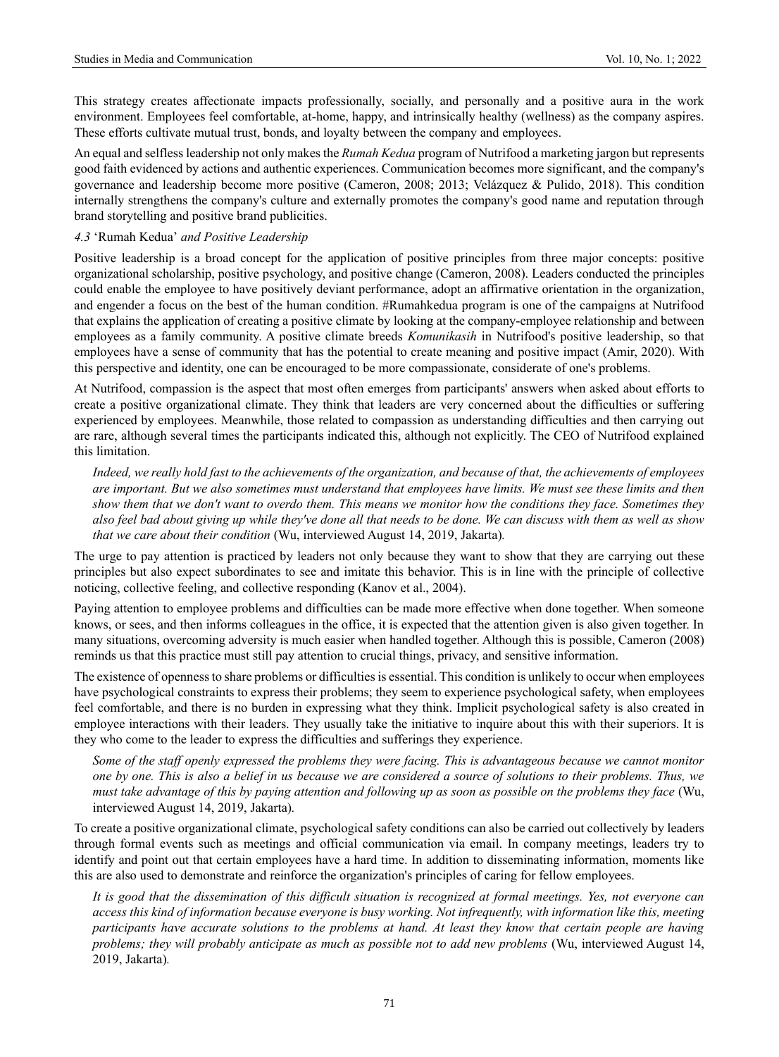This strategy creates affectionate impacts professionally, socially, and personally and a positive aura in the work environment. Employees feel comfortable, at-home, happy, and intrinsically healthy (wellness) as the company aspires. These efforts cultivate mutual trust, bonds, and loyalty between the company and employees.

An equal and selfless leadership not only makes the *Rumah Kedua* program of Nutrifood a marketing jargon but represents good faith evidenced by actions and authentic experiences. Communication becomes more significant, and the company's governance and leadership become more positive (Cameron, 2008; 2013; Velázquez & Pulido, 2018). This condition internally strengthens the company's culture and externally promotes the company's good name and reputation through brand storytelling and positive brand publicities.

### *4.3* 'Rumah Kedua' *and Positive Leadership*

Positive leadership is a broad concept for the application of positive principles from three major concepts: positive organizational scholarship, positive psychology, and positive change (Cameron, 2008). Leaders conducted the principles could enable the employee to have positively deviant performance, adopt an affirmative orientation in the organization, and engender a focus on the best of the human condition. #Rumahkedua program is one of the campaigns at Nutrifood that explains the application of creating a positive climate by looking at the company-employee relationship and between employees as a family community. A positive climate breeds *Komunikasih* in Nutrifood's positive leadership, so that employees have a sense of community that has the potential to create meaning and positive impact (Amir, 2020). With this perspective and identity, one can be encouraged to be more compassionate, considerate of one's problems.

At Nutrifood, compassion is the aspect that most often emerges from participants' answers when asked about efforts to create a positive organizational climate. They think that leaders are very concerned about the difficulties or suffering experienced by employees. Meanwhile, those related to compassion as understanding difficulties and then carrying out are rare, although several times the participants indicated this, although not explicitly. The CEO of Nutrifood explained this limitation.

> *Indeed, we really hold fast to the achievements of the organization, and because of that, the achievements of employees are important. But we also sometimes must understand that employees have limits. We must see these limits and then show them that we don't want to overdo them. This means we monitor how the conditions they face. Sometimes they also feel bad about giving up while they've done all that needs to be done. We can discuss with them as well as show that we care about their condition* (Wu, interviewed August 14, 2019, Jakarta).

The urge to pay attention is practiced by leaders not only because they want to show that they are carrying out these principles but also expect subordinates to see and imitate this behavior. This is in line with the principle of collective noticing, collective feeling, and collective responding (Kanov et al., 2004).

Paying attention to employee problems and difficulties can be made more effective when done together. When someone knows, or sees, and then informs colleagues in the office, it is expected that the attention given is also given together. In many situations, overcoming adversity is much easier when handled together. Although this is possible, Cameron (2008) reminds us that this practice must still pay attention to crucial things, privacy, and sensitive information.

The existence of openness to share problems or difficulties is essential. This condition is unlikely to occur when employees have psychological constraints to express their problems; they seem to experience psychological safety, when employees feel comfortable, and there is no burden in expressing what they think. Implicit psychological safety is also created in employee interactions with their leaders. They usually take the initiative to inquire about this with their superiors. It is they who come to the leader to express the difficulties and sufferings they experience.

> *Some of the staff openly expressed the problems they were facing. This is advantageous because we cannot monitor one by one. This is also a belief in us because we are considered a source of solutions to their problems. Thus, we must take advantage of this by paying attention and following up as soon as possible on the problems they face* (Wu, interviewed August 14, 2019, Jakarta).

To create a positive organizational climate, psychological safety conditions can also be carried out collectively by leaders through formal events such as meetings and official communication via email. In company meetings, leaders try to identify and point out that certain employees have a hard time. In addition to disseminating information, moments like this are also used to demonstrate and reinforce the organization's principles of caring for fellow employees.

> *It is good that the dissemination of this difficult situation is recognized at formal meetings. Yes, not everyone can access this kind of information because everyone is busy working. Not infrequently, with information like this, meeting participants have accurate solutions to the problems at hand. At least they know that certain people are having problems; they will probably anticipate as much as possible not to add new problems* (Wu, interviewed August 14, 2019, Jakarta).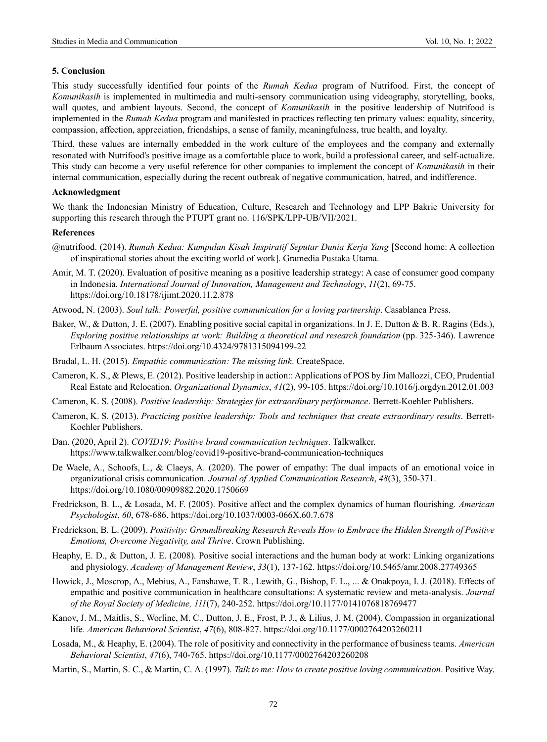### 5. Conclusion

This study successfully identified four points of the *Rumah Kedua* program of Nutrifood. First, the concept of *Komunikasih* is implemented in multimedia and multi-sensory communication using videography, storytelling, books, wall quotes, and ambient layouts. Second, the concept of *Komunikasih* in the positive leadership of Nutrifood is implemented in the *Rumah Kedua* program and manifested in practices reflecting ten primary values: equality, sincerity, compassion, affection, appreciation, friendships, a sense of family, meaningfulness, true health, and loyalty.

Third, these values are internally embedded in the work culture of the employees and the company and externally resonated with Nutrifood's positive image as a comfortable place to work, build a professional career, and self-actualize. This study can become a very useful reference for other companies to implement the concept of *Komunikasih* in their internal communication, especially during the recent outbreak of negative communication, hatred, and indifference.

### Acknowledgment

We thank the Indonesian Ministry of Education, Culture, Research and Technology and LPP Bakrie University for supporting this research through the PTUPT grant no. 116/SPK/LPP-UB/VII/2021.

### References

@nutrifood. (2014). *Rumah Kedua: Kumpulan Kisah Inspiratif Seputar Dunia Kerja Yang* [Second home: A collection of inspirational stories about the exciting world of work]. Gramedia Pustaka Utama.

Amir, M. T. (2020). Evaluation of positive meaning as a positive leadership strategy: A case of consumer good company in Indonesia. *International Journal of Innovation, Management and Technology*, *11*(2), 69-75. https://doi.org/10.18178/ijimt.2020.11.2.878

Atwood, N. (2003). *Soul talk: Powerful, positive communication for a loving partnership*. Casablanca Press.

Baker, W., & Dutton, J. E. (2007). Enabling positive social capital in organizations. In J. E. Dutton & B. R. Ragins (Eds.), *Exploring positive relationships at work: Building a theoretical and research foundation* (pp. 325-346). Lawrence Erlbaum Associates. https://doi.org/10.4324/9781315094199-22

Brudal, L. H. (2015). *Empathic communication: The missing link*. CreateSpace.

Cameron, K. S., & Plews, E. (2012). Positive leadership in action:: Applications of POS by Jim Mallozzi, CEO, Prudential Real Estate and Relocation. *Organizational Dynamics*, *41*(2), 99-105. https://doi.org/10.1016/j.orgdyn.2012.01.003

Cameron, K. S. (2008). *Positive leadership: Strategies for extraordinary performance*. Berrett-Koehler Publishers.

Cameron, K. S. (2013). *Practicing positive leadership: Tools and techniques that create extraordinary results*. Berrett-Koehler Publishers.

Dan. (2020, April 2). *COVID19: Positive brand communication techniques*. Talkwalker. https://www.talkwalker.com/blog/covid19-positive-brand-communication-techniques

De Waele, A., Schoofs, L., & Claeys, A. (2020). The power of empathy: The dual impacts of an emotional voice in organizational crisis communication. *Journal of Applied Communication Research*, *48*(3), 350-371. https://doi.org/10.1080/00909882.2020.1750669

Fredrickson, B. L., & Losada, M. F. (2005). Positive affect and the complex dynamics of human flourishing. *American Psychologist*, *60*, 678-686. https://doi.org/10.1037/0003-066X.60.7.678

Fredrickson, B. L. (2009). *Positivity: Groundbreaking Research Reveals How to Embrace the Hidden Strength of Positive Emotions, Overcome Negativity, and Thrive*. Crown Publishing.

Heaphy, E. D., & Dutton, J. E. (2008). Positive social interactions and the human body at work: Linking organizations and physiology. *Academy of Management Review*, *33*(1), 137-162. https://doi.org/10.5465/amr.2008.27749365

Howick, J., Moscrop, A., Mebius, A., Fanshawe, T. R., Lewith, G., Bishop, F. L., ... & Onakpoya, I. J. (2018). Effects of empathic and positive communication in healthcare consultations: A systematic review and meta-analysis. *Journal of the Royal Society of Medicine, 111*(7), 240-252. https://doi.org/10.1177/0141076818769477

Kanov, J. M., Maitlis, S., Worline, M. C., Dutton, J. E., Frost, P. J., & Lilius, J. M. (2004). Compassion in organizational life. *American Behavioral Scientist*, *47*(6), 808-827. https://doi.org/10.1177/0002764203260211

Losada, M., & Heaphy, E. (2004). The role of positivity and connectivity in the performance of business teams. *American Behavioral Scientist*, *47*(6), 740-765. https://doi.org/10.1177/0002764203260208

Martin, S., Martin, S. C., & Martin, C. A. (1997). *Talk to me: How to create positive loving communication*. Positive Way.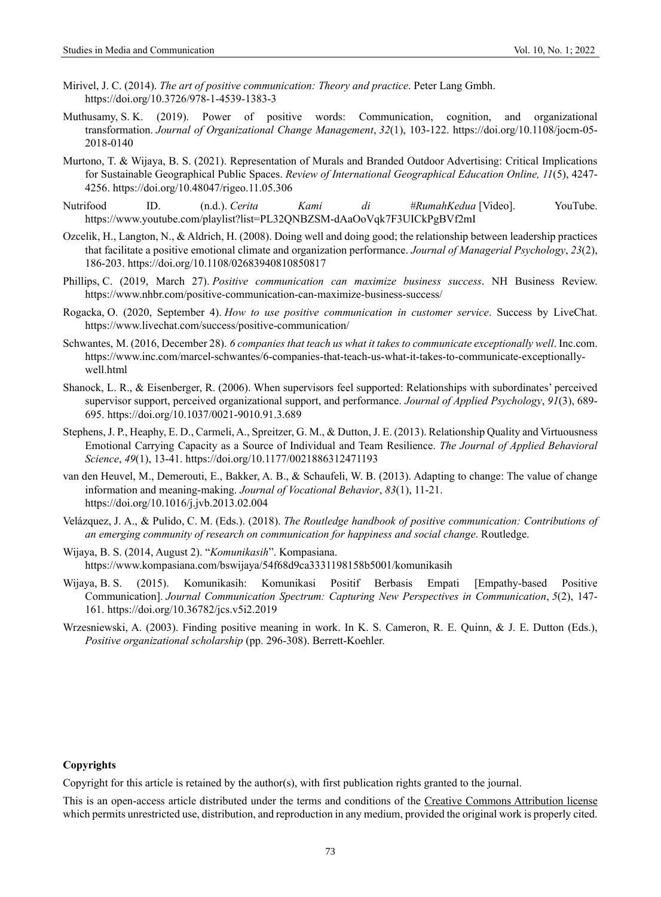Mirivel, J. C. (2014). *The art of positive communication: Theory and practice*. Peter Lang Gmbh. https://doi.org/10.3726/978-1-4539-1383-3

Muthusamy, S. K. (2019). Power of positive words: Communication, cognition, and organizational transformation. *Journal of Organizational Change Management*, *32*(1), 103-122. https://doi.org/10.1108/jocm-05-2018-0140

Murtono, T. & Wijaya, B. S. (2021). Representation of Murals and Branded Outdoor Advertising: Critical Implications for Sustainable Geographical Public Spaces. *Review of International Geographical Education Online, 11*(5), 4247-4256. https://doi.org/10.48047/rigeo.11.05.306

Nutrifood ID. (n.d.). *Cerita Kami di #RumahKedua* [Video]. YouTube. https://www.youtube.com/playlist?list=PL32QNBZSM-dAaOoVqk7F3UICkPgBVf2mI

Ozcelik, H., Langton, N., & Aldrich, H. (2008). Doing well and doing good; the relationship between leadership practices that facilitate a positive emotional climate and organization performance. *Journal of Managerial Psychology*, *23*(2), 186-203. https://doi.org/10.1108/02683940810850817

Phillips, C. (2019, March 27). *Positive communication can maximize business success*. NH Business Review. https://www.nhbr.com/positive-communication-can-maximize-business-success/

Rogacka, O. (2020, September 4). *How to use positive communication in customer service*. Success by LiveChat. https://www.livechat.com/success/positive-communication/

Schwantes, M. (2016, December 28). *6 companies that teach us what it takes to communicate exceptionally well*. Inc.com. https://www.inc.com/marcel-schwantes/6-companies-that-teach-us-what-it-takes-to-communicate-exceptionally-well.html

Shanock, L. R., & Eisenberger, R. (2006). When supervisors feel supported: Relationships with subordinates' perceived supervisor support, perceived organizational support, and performance. *Journal of Applied Psychology*, *91*(3), 689-695. https://doi.org/10.1037/0021-9010.91.3.689

Stephens, J. P., Heaphy, E. D., Carmeli, A., Spreitzer, G. M., & Dutton, J. E. (2013). Relationship Quality and Virtuousness Emotional Carrying Capacity as a Source of Individual and Team Resilience. *The Journal of Applied Behavioral Science*, *49*(1), 13-41. https://doi.org/10.1177/0021886312471193

van den Heuvel, M., Demerouti, E., Bakker, A. B., & Schaufeli, W. B. (2013). Adapting to change: The value of change information and meaning-making. *Journal of Vocational Behavior*, *83*(1), 11-21. https://doi.org/10.1016/j.jvb.2013.02.004

Velázquez, J. A., & Pulido, C. M. (Eds.). (2018). *The Routledge handbook of positive communication: Contributions of an emerging community of research on communication for happiness and social change*. Routledge.

Wijaya, B. S. (2014, August 2). "*Komunikasih*". Kompasiana. https://www.kompasiana.com/bswijaya/54f68d9ca3331198158b5001/komunikasih

Wijaya, B. S. (2015). Komunikasih: Komunikasi Positif Berbasis Empati [Empathy-based Positive Communication]. *Journal Communication Spectrum: Capturing New Perspectives in Communication*, *5*(2), 147-161. https://doi.org/10.36782/jcs.v5i2.2019

Wrzesniewski, A. (2003). Finding positive meaning in work. In K. S. Cameron, R. E. Quinn, & J. E. Dutton (Eds.), *Positive organizational scholarship* (pp. 296-308). Berrett-Koehler.

**Copyrights**

Copyright for this article is retained by the author(s), with first publication rights granted to the journal.

This is an open-access article distributed under the terms and conditions of the Creative Commons Attribution license which permits unrestricted use, distribution, and reproduction in any medium, provided the original work is properly cited.